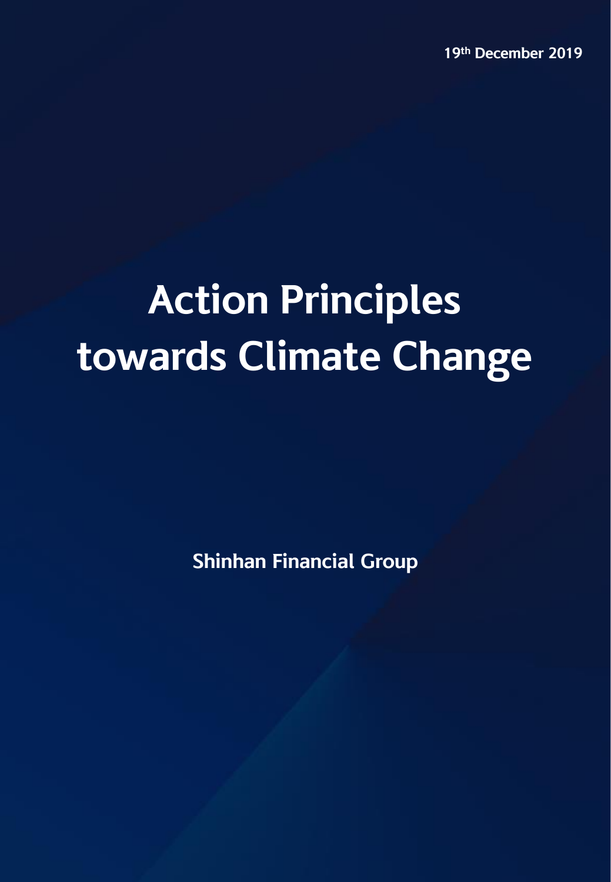19th December 2019

# Action Principles towards Climate Change

**Shinhan Financial Group**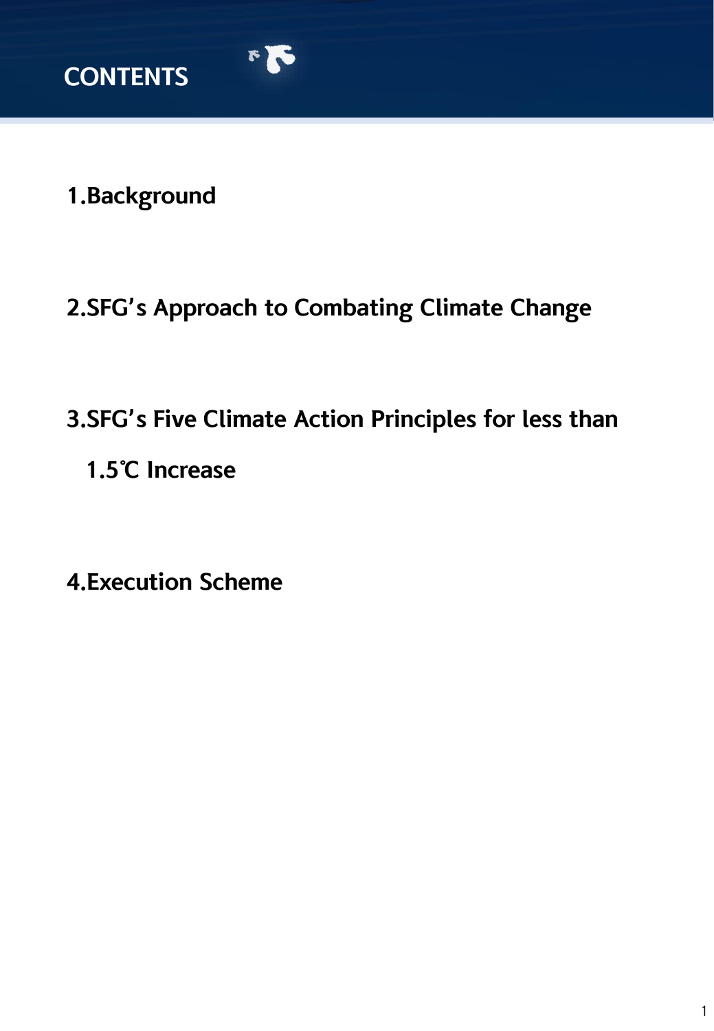# CONTENTS

1.Background

2.SFG's Approach to Combating Climate Change

3.SFG's Five Climate Action Principles for less than 1.5℃ Increase

4.Execution Scheme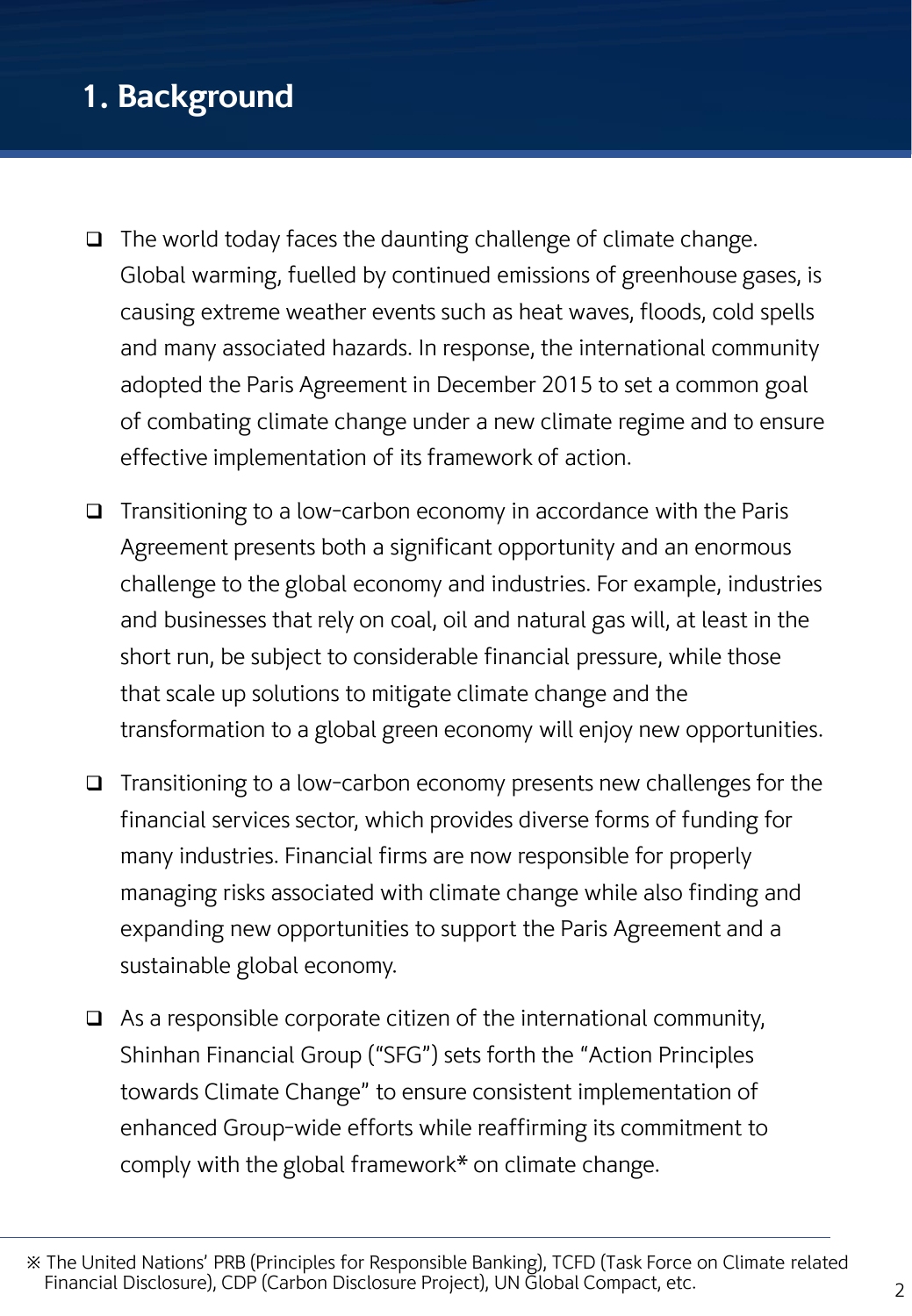# 1. Background

- The world today faces the daunting challenge of climate change. Global warming, fuelled by continued emissions of greenhouse gases, is causing extreme weather events such as heat waves, floods, cold spells and many associated hazards. In response, the international community adopted the Paris Agreement in December 2015 to set a common goal of combating climate change under a new climate regime and to ensure effective implementation of its framework of action.

- Transitioning to a low-carbon economy in accordance with the Paris Agreement presents both a significant opportunity and an enormous challenge to the global economy and industries. For example, industries and businesses that rely on coal, oil and natural gas will, at least in the short run, be subject to considerable financial pressure, while those that scale up solutions to mitigate climate change and the transformation to a global green economy will enjoy new opportunities.

- Transitioning to a low-carbon economy presents new challenges for the financial services sector, which provides diverse forms of funding for many industries. Financial firms are now responsible for properly managing risks associated with climate change while also finding and expanding new opportunities to support the Paris Agreement and a sustainable global economy.

- As a responsible corporate citizen of the international community, Shinhan Financial Group ("SFG") sets forth the "Action Principles towards Climate Change" to ensure consistent implementation of enhanced Group-wide efforts while reaffirming its commitment to comply with the global framework* on climate change.

---

※ The United Nations' PRB (Principles for Responsible Banking), TCFD (Task Force on Climate related Financial Disclosure), CDP (Carbon Disclosure Project), UN Global Compact, etc.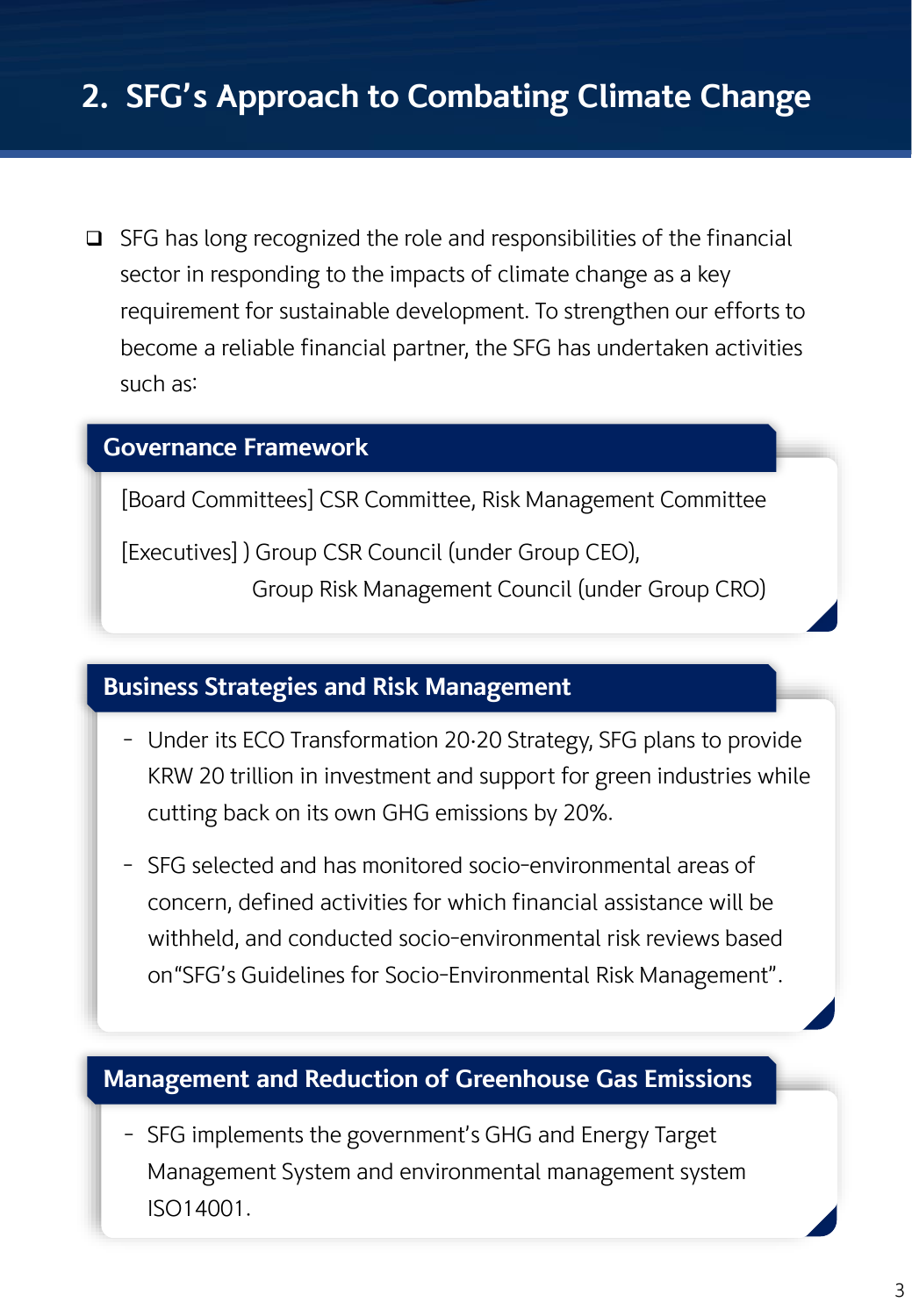## 2. SFG's Approach to Combating Climate Change

- SFG has long recognized the role and responsibilities of the financial sector in responding to the impacts of climate change as a key requirement for sustainable development. To strengthen our efforts to become a reliable financial partner, the SFG has undertaken activities such as:

### Governance Framework

[Board Committees] CSR Committee, Risk Management Committee

[Executives] ) Group CSR Council (under Group CEO),
Group Risk Management Council (under Group CRO)

### Business Strategies and Risk Management

- Under its ECO Transformation 20·20 Strategy, SFG plans to provide KRW 20 trillion in investment and support for green industries while cutting back on its own GHG emissions by 20%.
- SFG selected and has monitored socio-environmental areas of concern, defined activities for which financial assistance will be withheld, and conducted socio-environmental risk reviews based on"SFG's Guidelines for Socio-Environmental Risk Management".

### Management and Reduction of Greenhouse Gas Emissions

- SFG implements the government's GHG and Energy Target Management System and environmental management system ISO14001.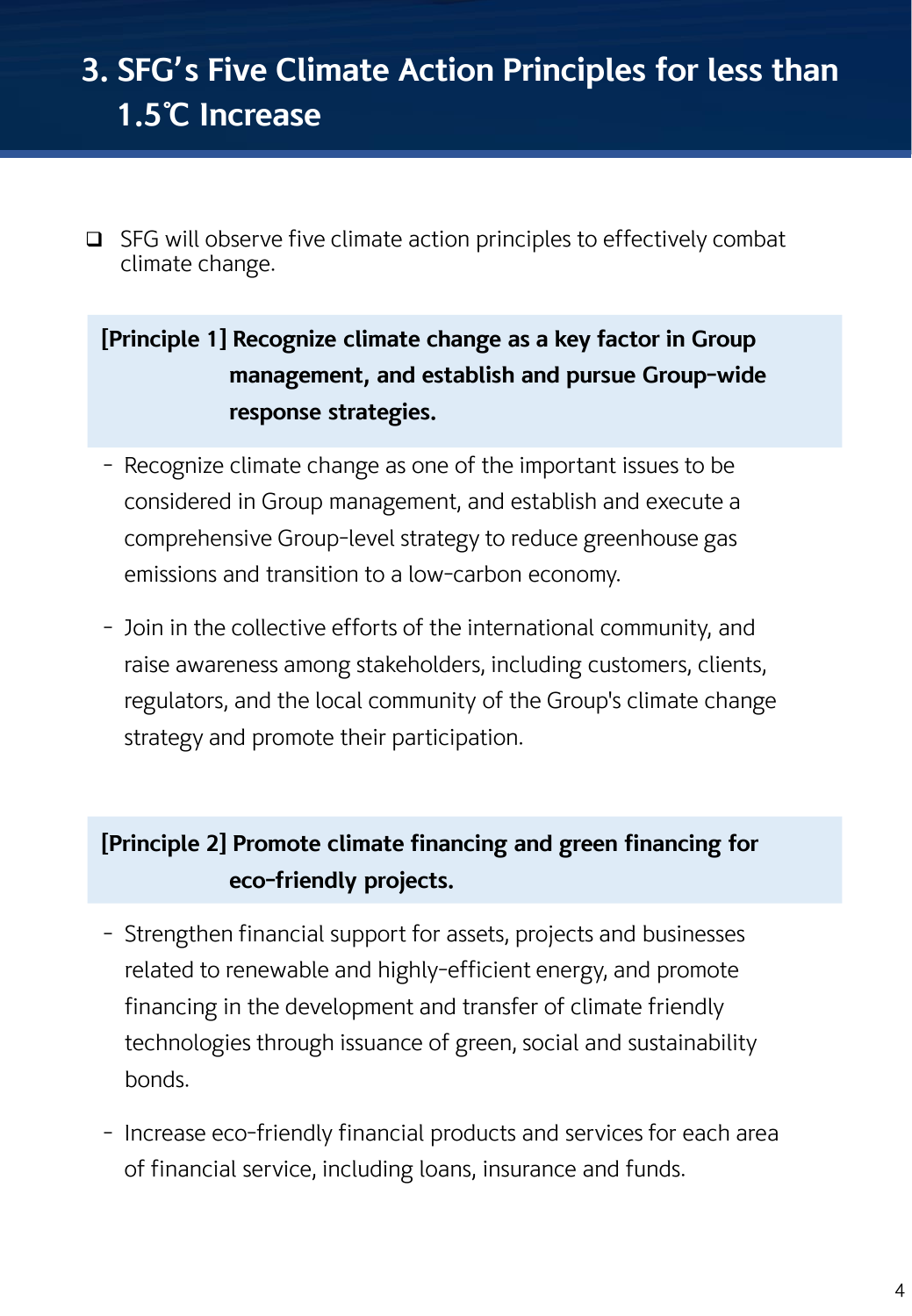# 3. SFG's Five Climate Action Principles for less than 1.5℃ Increase

- SFG will observe five climate action principles to effectively combat climate change.

**[Principle 1] Recognize climate change as a key factor in Group management, and establish and pursue Group-wide response strategies.**

- Recognize climate change as one of the important issues to be considered in Group management, and establish and execute a comprehensive Group-level strategy to reduce greenhouse gas emissions and transition to a low-carbon economy.
- Join in the collective efforts of the international community, and raise awareness among stakeholders, including customers, clients, regulators, and the local community of the Group's climate change strategy and promote their participation.

**[Principle 2] Promote climate financing and green financing for eco-friendly projects.**

- Strengthen financial support for assets, projects and businesses related to renewable and highly-efficient energy, and promote financing in the development and transfer of climate friendly technologies through issuance of green, social and sustainability bonds.
- Increase eco-friendly financial products and services for each area of financial service, including loans, insurance and funds.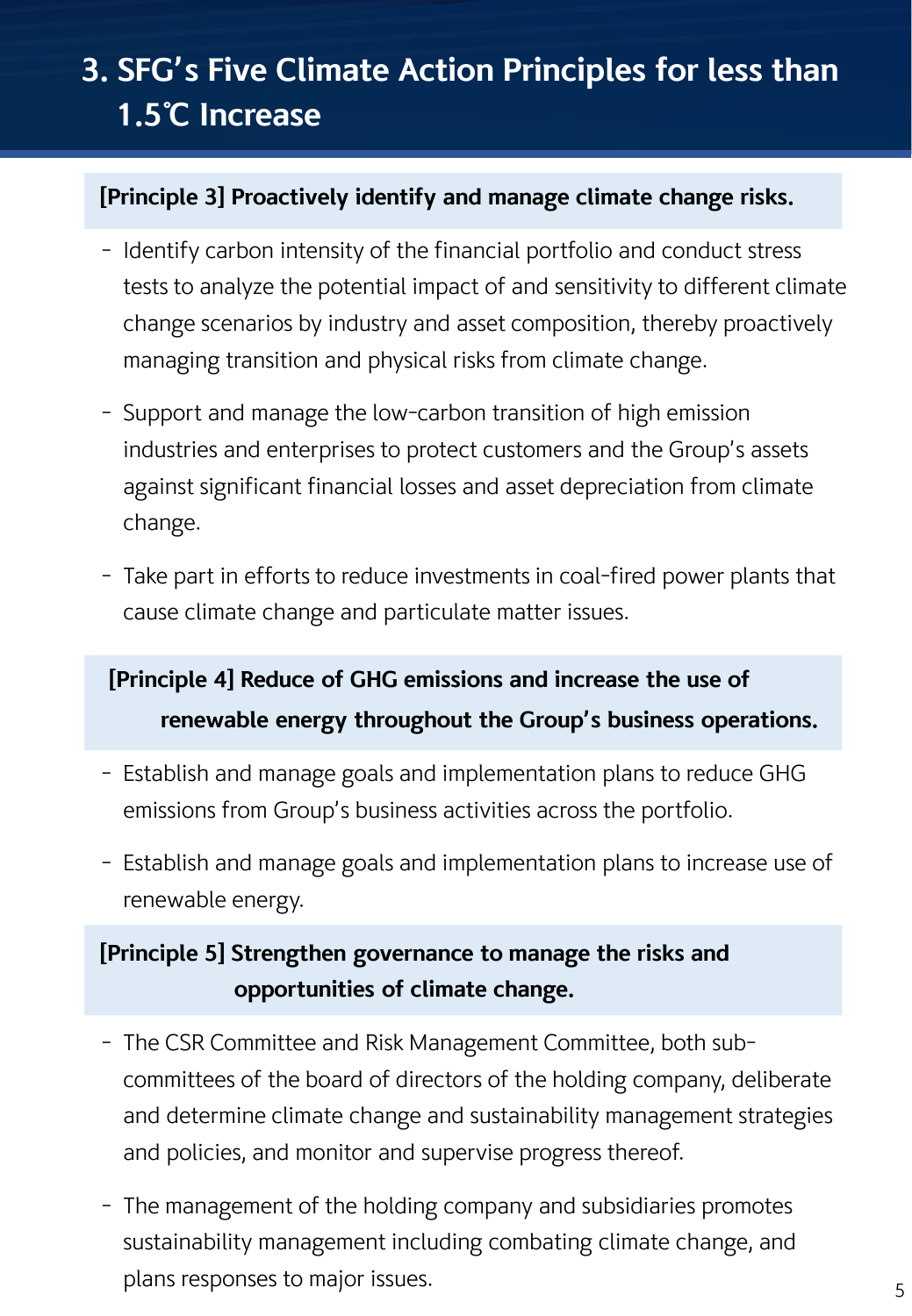# 3. SFG's Five Climate Action Principles for less than 1.5℃ Increase

**[Principle 3] Proactively identify and manage climate change risks.**

- Identify carbon intensity of the financial portfolio and conduct stress tests to analyze the potential impact of and sensitivity to different climate change scenarios by industry and asset composition, thereby proactively managing transition and physical risks from climate change.
- Support and manage the low-carbon transition of high emission industries and enterprises to protect customers and the Group's assets against significant financial losses and asset depreciation from climate change.
- Take part in efforts to reduce investments in coal-fired power plants that cause climate change and particulate matter issues.

**[Principle 4] Reduce of GHG emissions and increase the use of renewable energy throughout the Group's business operations.**

- Establish and manage goals and implementation plans to reduce GHG emissions from Group's business activities across the portfolio.
- Establish and manage goals and implementation plans to increase use of renewable energy.

**[Principle 5] Strengthen governance to manage the risks and opportunities of climate change.**

- The CSR Committee and Risk Management Committee, both sub-committees of the board of directors of the holding company, deliberate and determine climate change and sustainability management strategies and policies, and monitor and supervise progress thereof.
- The management of the holding company and subsidiaries promotes sustainability management including combating climate change, and plans responses to major issues.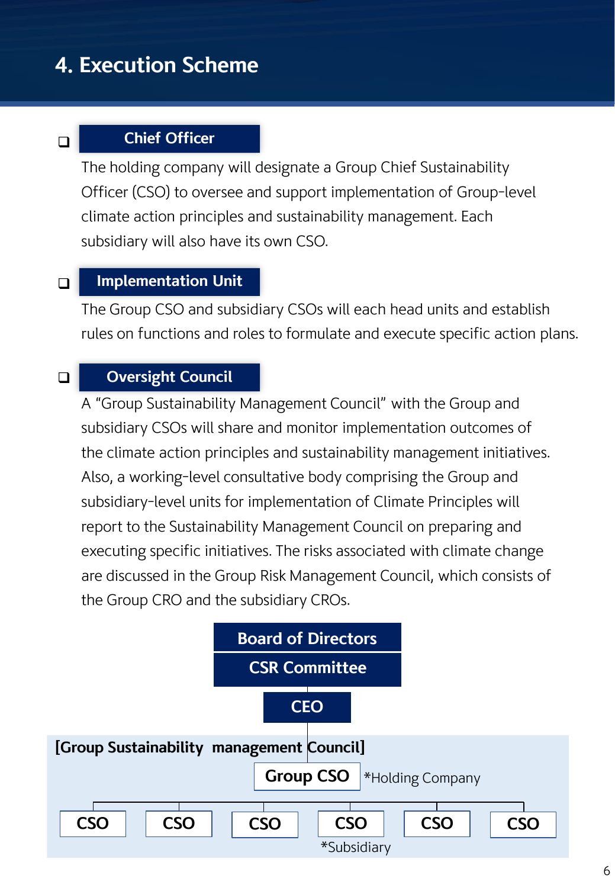# 4. Execution Scheme

### Chief Officer

The holding company will designate a Group Chief Sustainability Officer (CSO) to oversee and support implementation of Group-level climate action principles and sustainability management. Each subsidiary will also have its own CSO.

### Implementation Unit

The Group CSO and subsidiary CSOs will each head units and establish rules on functions and roles to formulate and execute specific action plans.

### Oversight Council

A "Group Sustainability Management Council" with the Group and subsidiary CSOs will share and monitor implementation outcomes of the climate action principles and sustainability management initiatives. Also, a working-level consultative body comprising the Group and subsidiary-level units for implementation of Climate Principles will report to the Sustainability Management Council on preparing and executing specific initiatives. The risks associated with climate change are discussed in the Group Risk Management Council, which consists of the Group CRO and the subsidiary CROs.

**Board of Directors**

**CSR Committee**

**CEO**

**[Group Sustainability management Council]**

**Group CSO** *Holding Company

**CSO** | **CSO** | **CSO** | **CSO** | **CSO** | **CSO**

*Subsidiary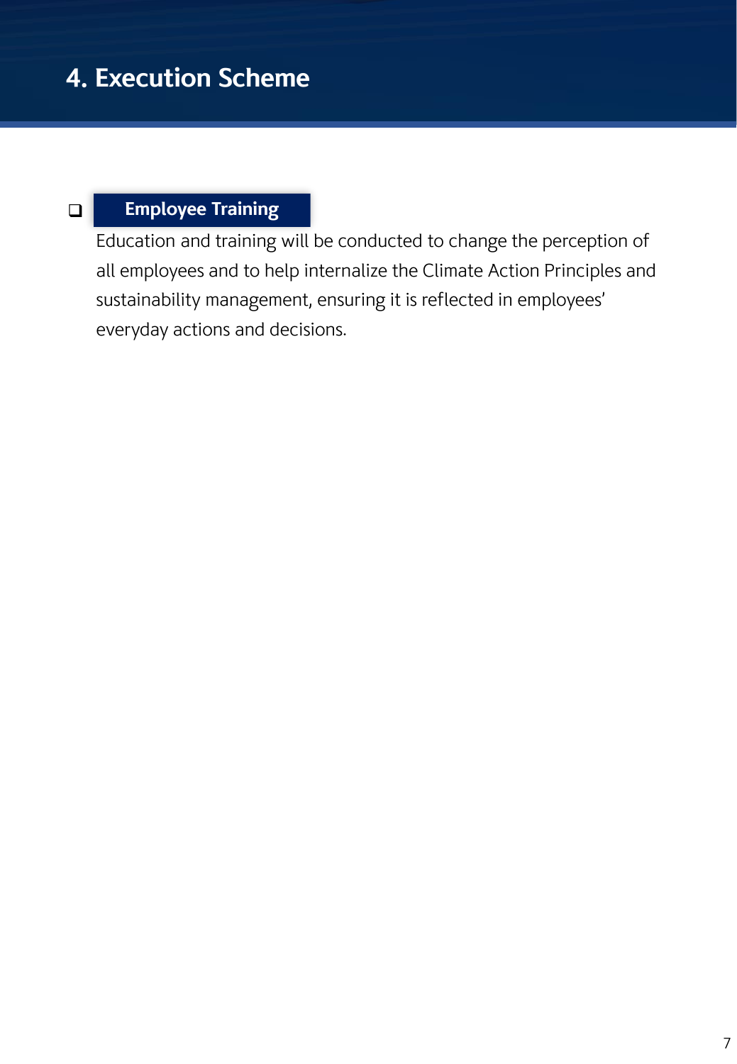# 4. Execution Scheme

- **Employee Training**

  Education and training will be conducted to change the perception of all employees and to help internalize the Climate Action Principles and sustainability management, ensuring it is reflected in employees' everyday actions and decisions.